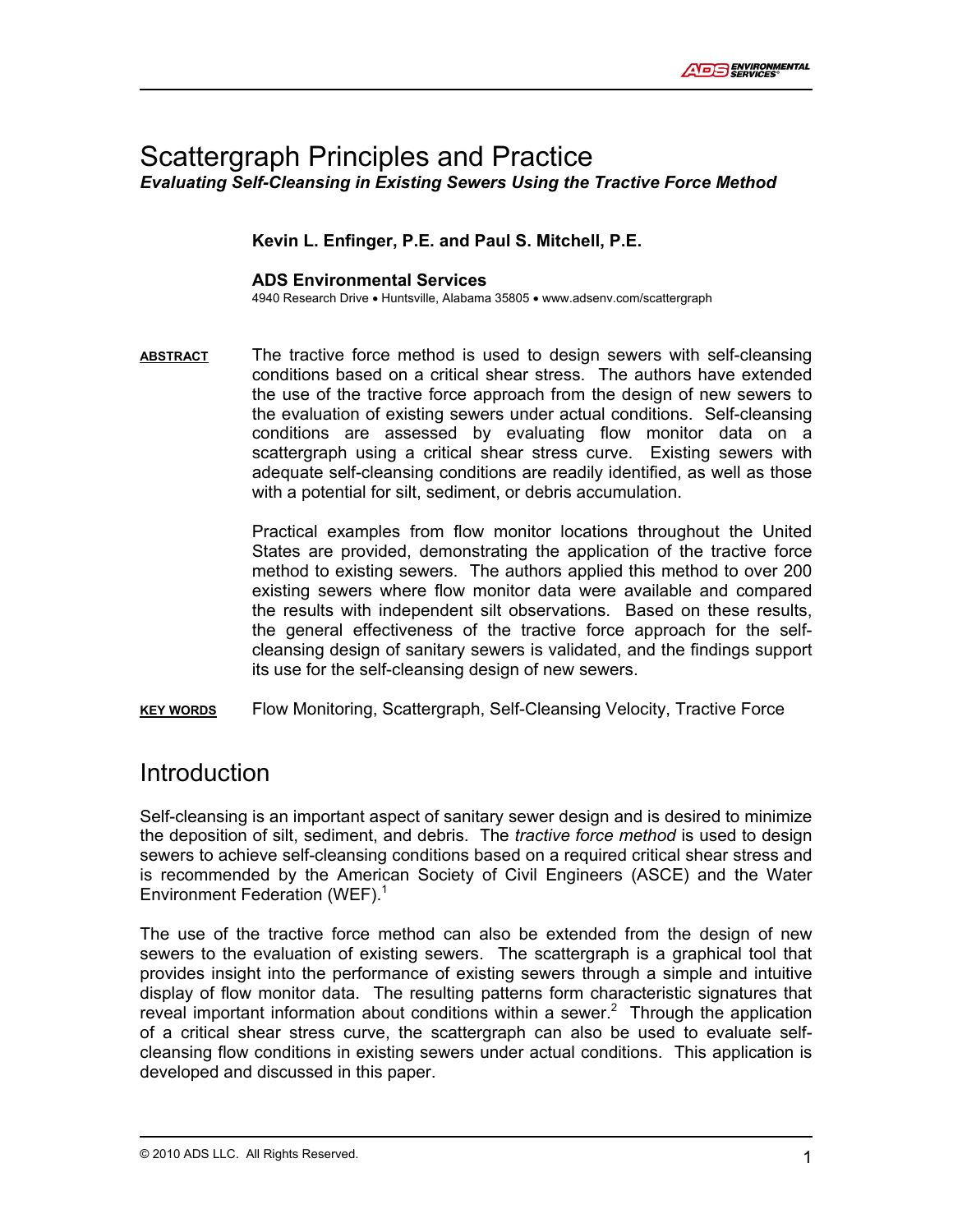# Scattergraph Principles and Practice

***Evaluating Self-Cleansing in Existing Sewers Using the Tractive Force Method***

**Kevin L. Enfinger, P.E. and Paul S. Mitchell, P.E.**

**ADS Environmental Services**
4940 Research Drive • Huntsville, Alabama 35805 • www.adsenv.com/scattergraph

**ABSTRACT**

The tractive force method is used to design sewers with self-cleansing conditions based on a critical shear stress. The authors have extended the use of the tractive force approach from the design of new sewers to the evaluation of existing sewers under actual conditions. Self-cleansing conditions are assessed by evaluating flow monitor data on a scattergraph using a critical shear stress curve. Existing sewers with adequate self-cleansing conditions are readily identified, as well as those with a potential for silt, sediment, or debris accumulation.

Practical examples from flow monitor locations throughout the United States are provided, demonstrating the application of the tractive force method to existing sewers. The authors applied this method to over 200 existing sewers where flow monitor data were available and compared the results with independent silt observations. Based on these results, the general effectiveness of the tractive force approach for the self-cleansing design of sanitary sewers is validated, and the findings support its use for the self-cleansing design of new sewers.

**KEY WORDS**

Flow Monitoring, Scattergraph, Self-Cleansing Velocity, Tractive Force

## Introduction

Self-cleansing is an important aspect of sanitary sewer design and is desired to minimize the deposition of silt, sediment, and debris. The *tractive force method* is used to design sewers to achieve self-cleansing conditions based on a required critical shear stress and is recommended by the American Society of Civil Engineers (ASCE) and the Water Environment Federation (WEF).[1]

The use of the tractive force method can also be extended from the design of new sewers to the evaluation of existing sewers. The scattergraph is a graphical tool that provides insight into the performance of existing sewers through a simple and intuitive display of flow monitor data. The resulting patterns form characteristic signatures that reveal important information about conditions within a sewer.[2] Through the application of a critical shear stress curve, the scattergraph can also be used to evaluate self-cleansing flow conditions in existing sewers under actual conditions. This application is developed and discussed in this paper.

© 2010 ADS LLC. All Rights Reserved.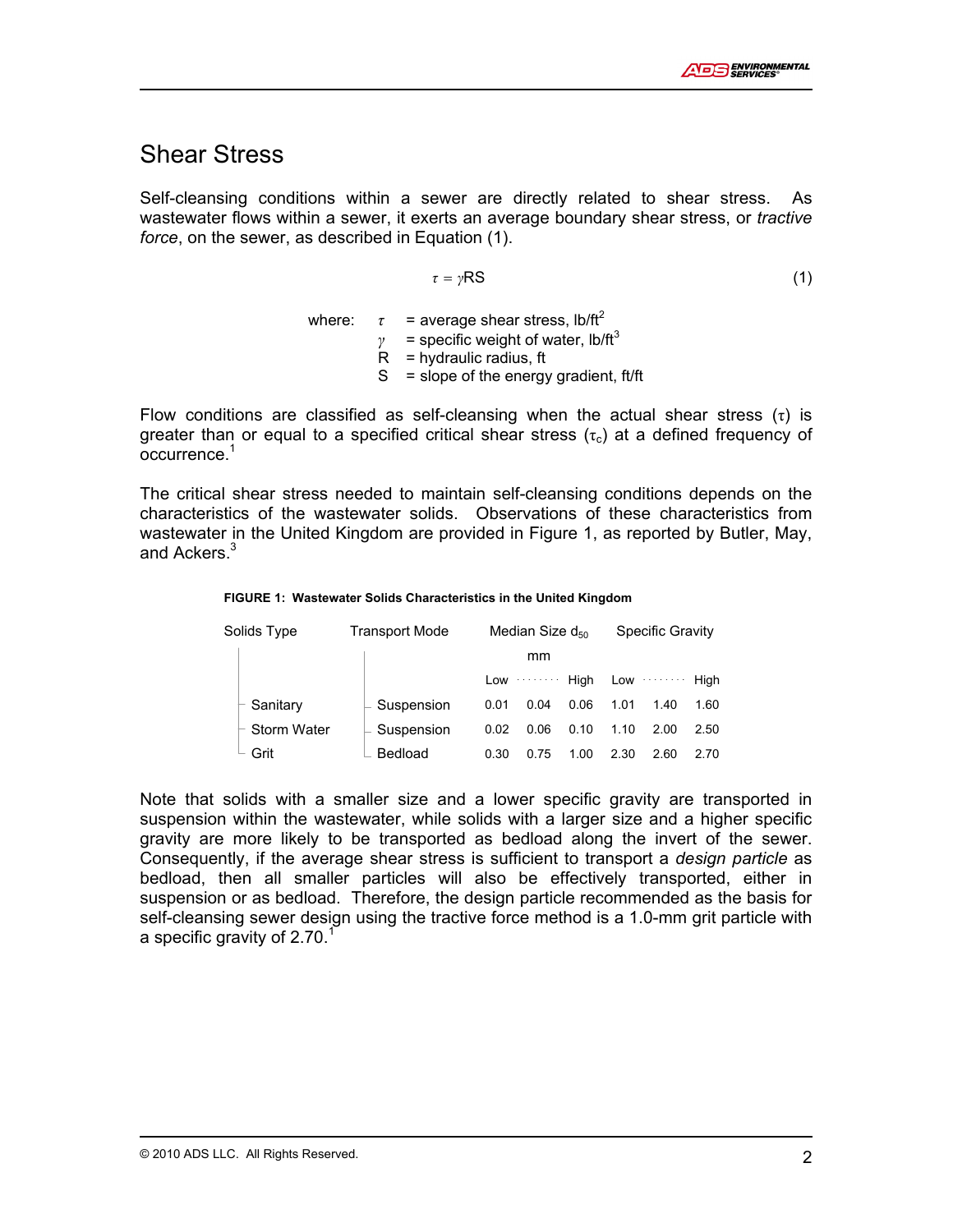## Shear Stress

Self-cleansing conditions within a sewer are directly related to shear stress. As wastewater flows within a sewer, it exerts an average boundary shear stress, or *tractive force*, on the sewer, as described in Equation (1).

$$\tau = \gamma RS \tag{1}$$

where:
- $\tau$ = average shear stress, lb/ft$^2$
- $\gamma$ = specific weight of water, lb/ft$^3$
- R = hydraulic radius, ft
- S = slope of the energy gradient, ft/ft

Flow conditions are classified as self-cleansing when the actual shear stress ($\tau$) is greater than or equal to a specified critical shear stress ($\tau_c$) at a defined frequency of occurrence.[1]

The critical shear stress needed to maintain self-cleansing conditions depends on the characteristics of the wastewater solids. Observations of these characteristics from wastewater in the United Kingdom are provided in Figure 1, as reported by Butler, May, and Ackers.[3]

**FIGURE 1: Wastewater Solids Characteristics in the United Kingdom**

| Solids Type | Transport Mode | Median Size $d_{50}$ mm | | | Specific Gravity | | |
|---|---|---|---|---|---|---|---|
| | | Low | | High | Low | | High |
| Sanitary | Suspension | 0.01 | 0.04 | 0.06 | 1.01 | 1.40 | 1.60 |
| Storm Water | Suspension | 0.02 | 0.06 | 0.10 | 1.10 | 2.00 | 2.50 |
| Grit | Bedload | 0.30 | 0.75 | 1.00 | 2.30 | 2.60 | 2.70 |

Note that solids with a smaller size and a lower specific gravity are transported in suspension within the wastewater, while solids with a larger size and a higher specific gravity are more likely to be transported as bedload along the invert of the sewer. Consequently, if the average shear stress is sufficient to transport a *design particle* as bedload, then all smaller particles will also be effectively transported, either in suspension or as bedload. Therefore, the design particle recommended as the basis for self-cleansing sewer design using the tractive force method is a 1.0-mm grit particle with a specific gravity of 2.70.[1]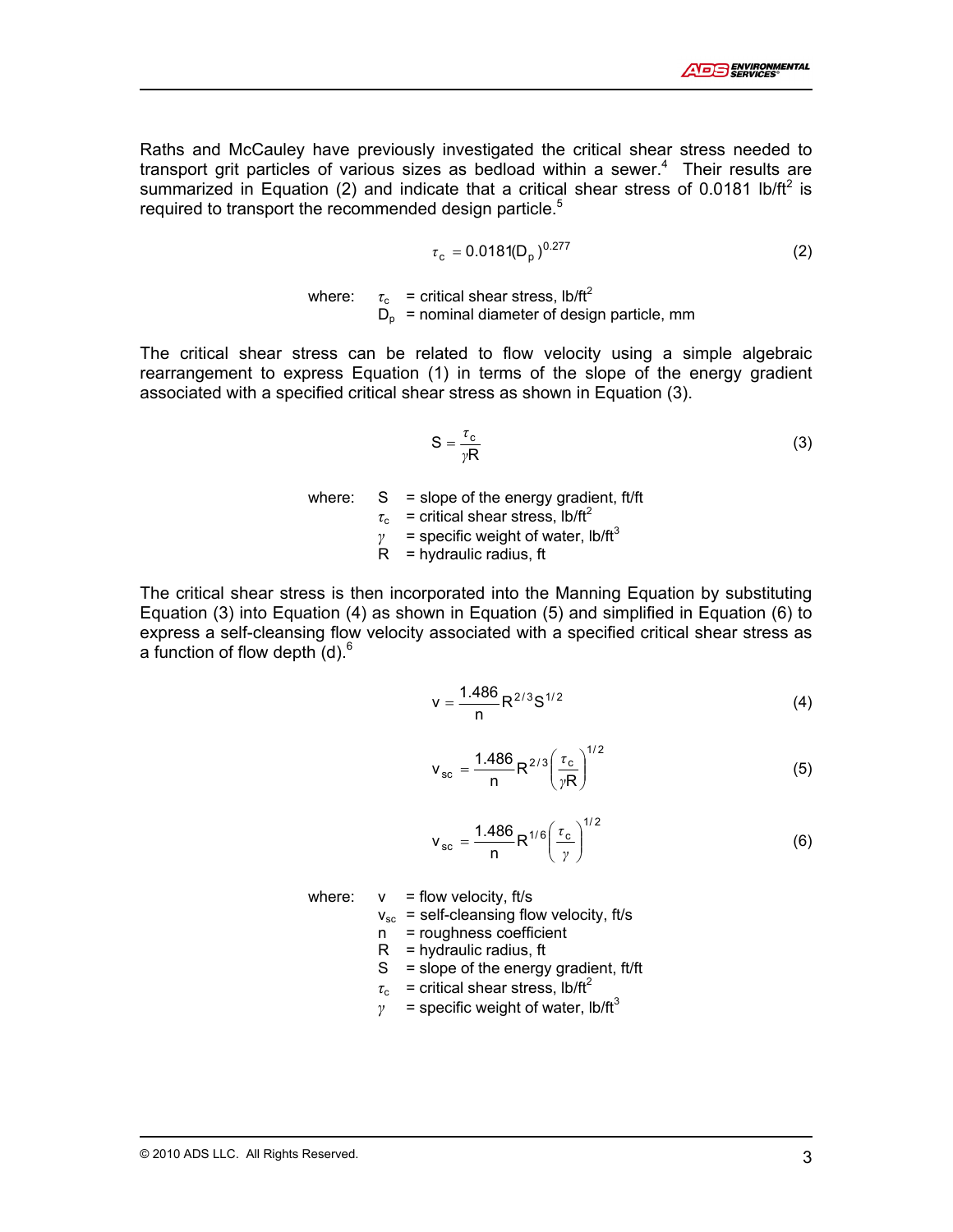Raths and McCauley have previously investigated the critical shear stress needed to transport grit particles of various sizes as bedload within a sewer.[4] Their results are summarized in Equation (2) and indicate that a critical shear stress of 0.0181 lb/ft$^2$ is required to transport the recommended design particle.[5]

$$\tau_c = 0.0181(D_p)^{0.277} \tag{2}$$

where: $\tau_c$ = critical shear stress, lb/ft$^2$
$D_p$ = nominal diameter of design particle, mm

The critical shear stress can be related to flow velocity using a simple algebraic rearrangement to express Equation (1) in terms of the slope of the energy gradient associated with a specified critical shear stress as shown in Equation (3).

$$S = \frac{\tau_c}{\gamma R} \tag{3}$$

where: $S$ = slope of the energy gradient, ft/ft
$\tau_c$ = critical shear stress, lb/ft$^2$
$\gamma$ = specific weight of water, lb/ft$^3$
$R$ = hydraulic radius, ft

The critical shear stress is then incorporated into the Manning Equation by substituting Equation (3) into Equation (4) as shown in Equation (5) and simplified in Equation (6) to express a self-cleansing flow velocity associated with a specified critical shear stress as a function of flow depth (d).[6]

$$v = \frac{1.486}{n} R^{2/3} S^{1/2} \tag{4}$$

$$v_{sc} = \frac{1.486}{n} R^{2/3} \left( \frac{\tau_c}{\gamma R} \right)^{1/2} \tag{5}$$

$$v_{sc} = \frac{1.486}{n} R^{1/6} \left( \frac{\tau_c}{\gamma} \right)^{1/2} \tag{6}$$

where: $v$ = flow velocity, ft/s
$v_{sc}$ = self-cleansing flow velocity, ft/s
$n$ = roughness coefficient
$R$ = hydraulic radius, ft
$S$ = slope of the energy gradient, ft/ft
$\tau_c$ = critical shear stress, lb/ft$^2$
$\gamma$ = specific weight of water, lb/ft$^3$

© 2010 ADS LLC. All Rights Reserved.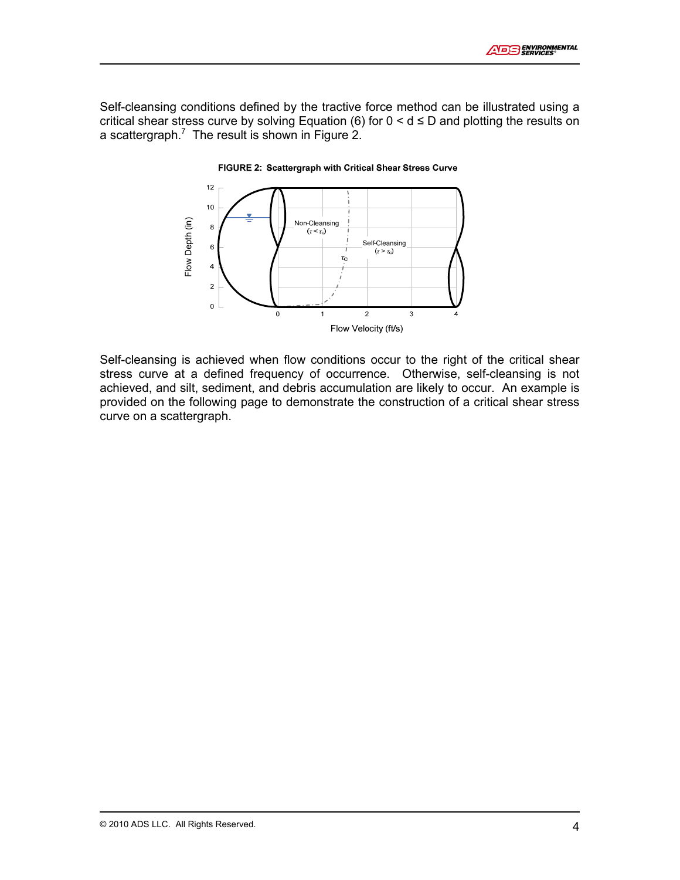Self-cleansing conditions defined by the tractive force method can be illustrated using a critical shear stress curve by solving Equation (6) for $0 < d \leq D$ and plotting the results on a scattergraph.[7] The result is shown in Figure 2.

**FIGURE 2: Scattergraph with Critical Shear Stress Curve**

Flow Depth (in)

12
10
8
6
4
2
0

0
1
2
3
4

Flow Velocity (ft/s)

Non-Cleansing
($\tau < \tau_c$)

Self-Cleansing
($\tau > \tau_c$)

$\tau_C$

Self-cleansing is achieved when flow conditions occur to the right of the critical shear stress curve at a defined frequency of occurrence. Otherwise, self-cleansing is not achieved, and silt, sediment, and debris accumulation are likely to occur. An example is provided on the following page to demonstrate the construction of a critical shear stress curve on a scattergraph.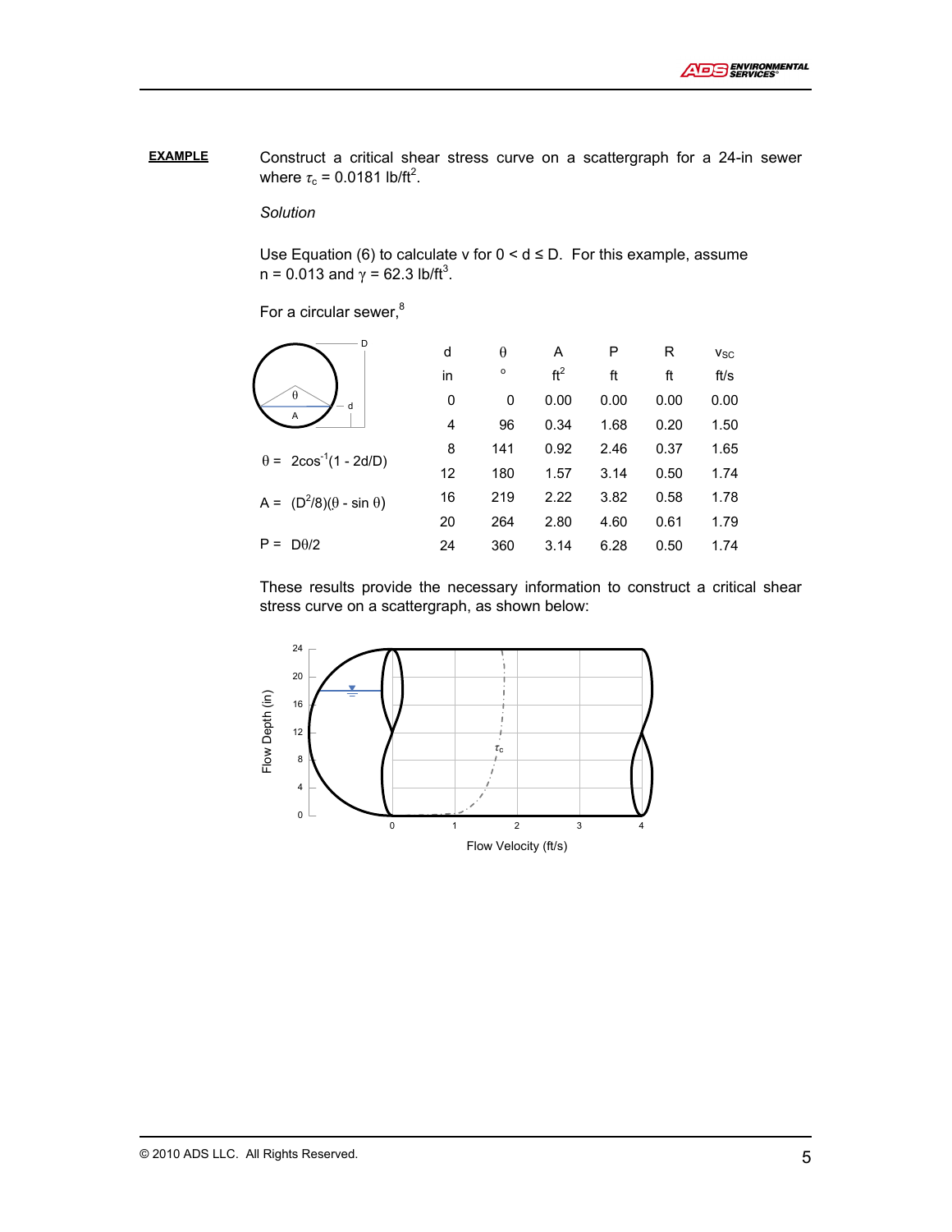**EXAMPLE**

Construct a critical shear stress curve on a scattergraph for a 24-in sewer where $\tau_c$ = 0.0181 lb/ft$^2$.

*Solution*

Use Equation (6) to calculate v for $0 < d \leq D$. For this example, assume n = 0.013 and $\gamma$ = 62.3 lb/ft$^3$.

For a circular sewer,[8]

D

θ

A

d

$$\theta = 2\cos^{-1}(1 - 2d/D)$$

$$A = (D^2/8)(\theta - \sin\theta)$$

$$P = D\theta/2$$

| d | θ | A | P | R | $v_{SC}$ |
|---|---|---|---|---|---|
| in | ° | ft$^2$ | ft | ft | ft/s |
| 0 | 0 | 0.00 | 0.00 | 0.00 | 0.00 |
| 4 | 96 | 0.34 | 1.68 | 0.20 | 1.50 |
| 8 | 141 | 0.92 | 2.46 | 0.37 | 1.65 |
| 12 | 180 | 1.57 | 3.14 | 0.50 | 1.74 |
| 16 | 219 | 2.22 | 3.82 | 0.58 | 1.78 |
| 20 | 264 | 2.80 | 4.60 | 0.61 | 1.79 |
| 24 | 360 | 3.14 | 6.28 | 0.50 | 1.74 |

These results provide the necessary information to construct a critical shear stress curve on a scattergraph, as shown below:

Flow Depth (in)

24
20
16
12
8
4
0

$\tau_c$

0 1 2 3 4

Flow Velocity (ft/s)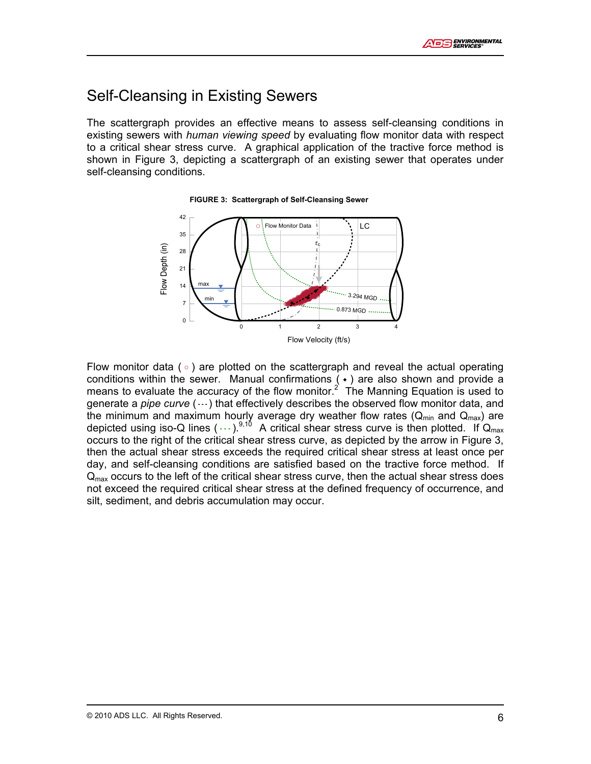# Self-Cleansing in Existing Sewers

The scattergraph provides an effective means to assess self-cleansing conditions in existing sewers with *human viewing speed* by evaluating flow monitor data with respect to a critical shear stress curve. A graphical application of the tractive force method is shown in Figure 3, depicting a scattergraph of an existing sewer that operates under self-cleansing conditions.

**FIGURE 3: Scattergraph of Self-Cleansing Sewer**

Flow Depth (in)

42
35
28
21
14
7
0

max
min

○ Flow Monitor Data

$\tau_c$

LC

3.294 MGD
0.873 MGD

0 1 2 3 4

Flow Velocity (ft/s)

Flow monitor data ( ○ ) are plotted on the scattergraph and reveal the actual operating conditions within the sewer. Manual confirmations ( ◆ ) are also shown and provide a means to evaluate the accuracy of the flow monitor.[2] The Manning Equation is used to generate a *pipe curve* (···) that effectively describes the observed flow monitor data, and the minimum and maximum hourly average dry weather flow rates ($Q_{min}$ and $Q_{max}$) are depicted using iso-Q lines (···).[9,10] A critical shear stress curve is then plotted. If $Q_{max}$ occurs to the right of the critical shear stress curve, as depicted by the arrow in Figure 3, then the actual shear stress exceeds the required critical shear stress at least once per day, and self-cleansing conditions are satisfied based on the tractive force method. If $Q_{max}$ occurs to the left of the critical shear stress curve, then the actual shear stress does not exceed the required critical shear stress at the defined frequency of occurrence, and silt, sediment, and debris accumulation may occur.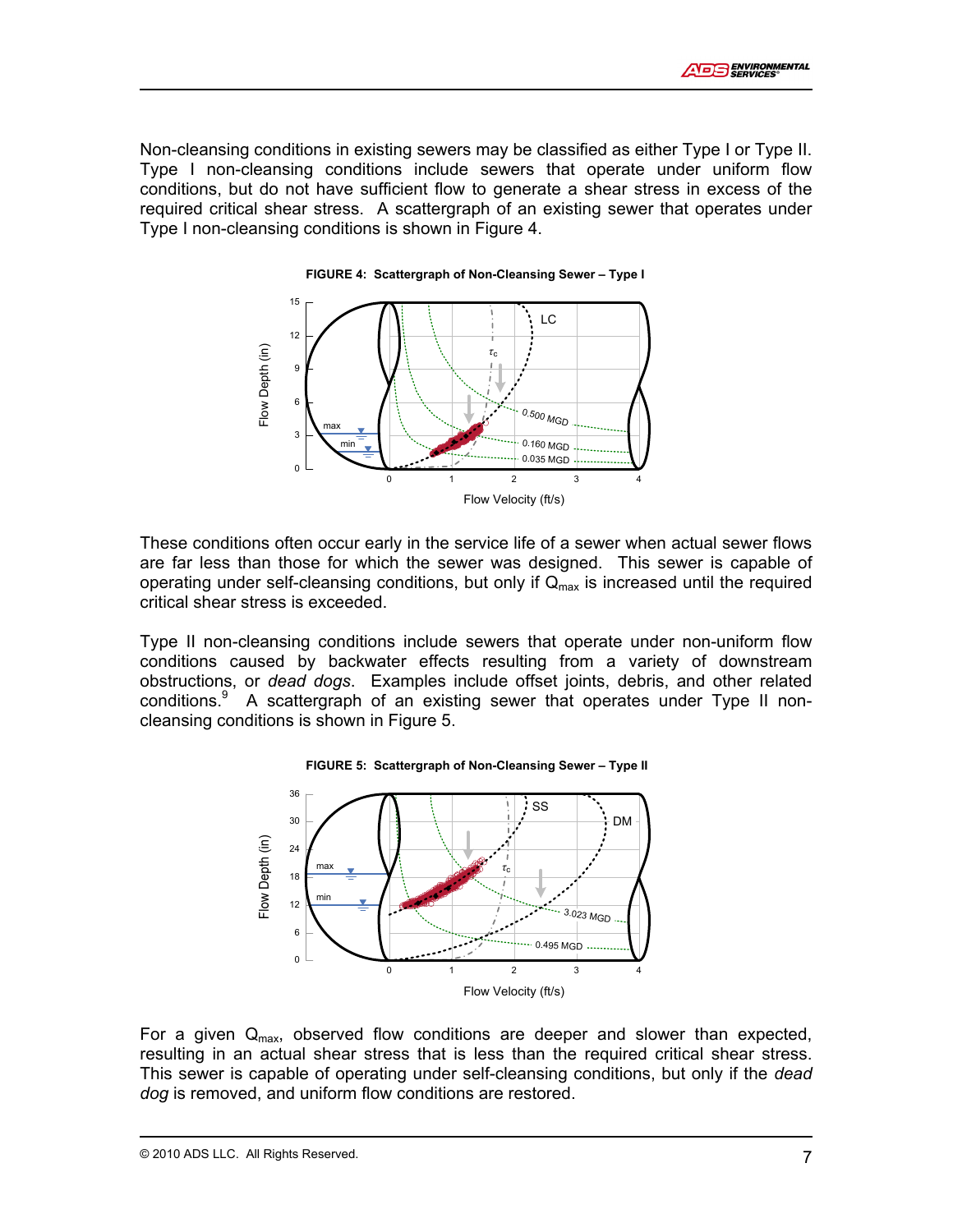Non-cleansing conditions in existing sewers may be classified as either Type I or Type II. Type I non-cleansing conditions include sewers that operate under uniform flow conditions, but do not have sufficient flow to generate a shear stress in excess of the required critical shear stress. A scattergraph of an existing sewer that operates under Type I non-cleansing conditions is shown in Figure 4.

**FIGURE 4: Scattergraph of Non-Cleansing Sewer – Type I**

Flow Depth (in)
15
12
9
6
3
0
LC
$\tau_c$
max
min
0.500 MGD
0.160 MGD
0.035 MGD
0
1
2
3
4
Flow Velocity (ft/s)

These conditions often occur early in the service life of a sewer when actual sewer flows are far less than those for which the sewer was designed. This sewer is capable of operating under self-cleansing conditions, but only if $Q_{max}$ is increased until the required critical shear stress is exceeded.

Type II non-cleansing conditions include sewers that operate under non-uniform flow conditions caused by backwater effects resulting from a variety of downstream obstructions, or *dead dogs*. Examples include offset joints, debris, and other related conditions.[9] A scattergraph of an existing sewer that operates under Type II non-cleansing conditions is shown in Figure 5.

**FIGURE 5: Scattergraph of Non-Cleansing Sewer – Type II**

Flow Depth (in)
36
30
24
18
12
6
0
SS
DM
$\tau_c$
max
min
3.023 MGD
0.495 MGD
0
1
2
3
4
Flow Velocity (ft/s)

For a given $Q_{max}$, observed flow conditions are deeper and slower than expected, resulting in an actual shear stress that is less than the required critical shear stress. This sewer is capable of operating under self-cleansing conditions, but only if the *dead dog* is removed, and uniform flow conditions are restored.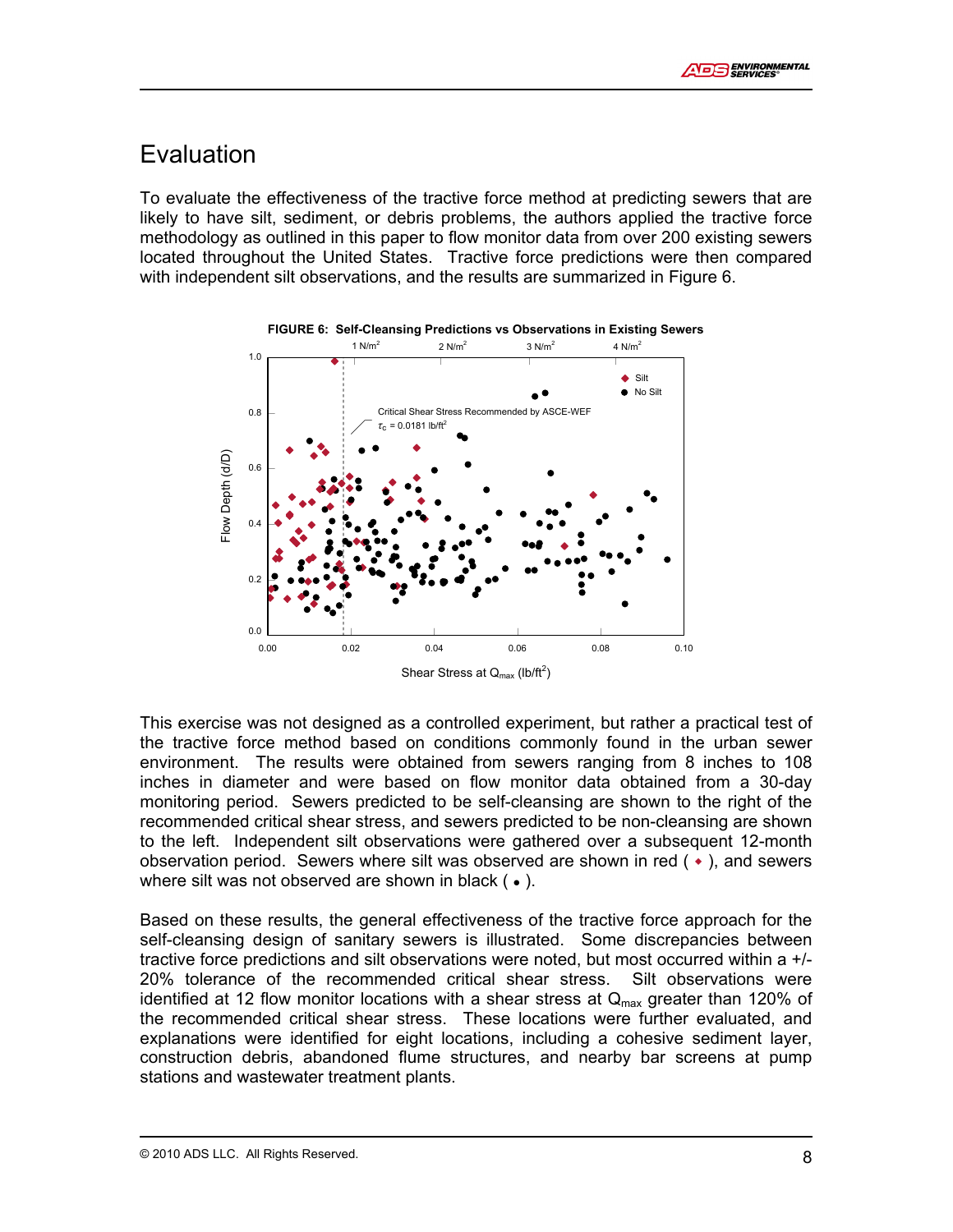# Evaluation

To evaluate the effectiveness of the tractive force method at predicting sewers that are likely to have silt, sediment, or debris problems, the authors applied the tractive force methodology as outlined in this paper to flow monitor data from over 200 existing sewers located throughout the United States. Tractive force predictions were then compared with independent silt observations, and the results are summarized in Figure 6.

**FIGURE 6: Self-Cleansing Predictions vs Observations in Existing Sewers**

1 N/m$^2$
2 N/m$^2$
3 N/m$^2$
4 N/m$^2$

Silt
No Silt

Critical Shear Stress Recommended by ASCE-WEF
$\tau_c$ = 0.0181 lb/ft$^2$

Flow Depth (d/D)
1.0
0.8
0.6
0.4
0.2
0.0

0.00
0.02
0.04
0.06
0.08
0.10

Shear Stress at $Q_{max}$ (lb/ft$^2$)

This exercise was not designed as a controlled experiment, but rather a practical test of the tractive force method based on conditions commonly found in the urban sewer environment. The results were obtained from sewers ranging from 8 inches to 108 inches in diameter and were based on flow monitor data obtained from a 30-day monitoring period. Sewers predicted to be self-cleansing are shown to the right of the recommended critical shear stress, and sewers predicted to be non-cleansing are shown to the left. Independent silt observations were gathered over a subsequent 12-month observation period. Sewers where silt was observed are shown in red ( ◆ ), and sewers where silt was not observed are shown in black ( ● ).

Based on these results, the general effectiveness of the tractive force approach for the self-cleansing design of sanitary sewers is illustrated. Some discrepancies between tractive force predictions and silt observations were noted, but most occurred within a +/- 20% tolerance of the recommended critical shear stress. Silt observations were identified at 12 flow monitor locations with a shear stress at $Q_{max}$ greater than 120% of the recommended critical shear stress. These locations were further evaluated, and explanations were identified for eight locations, including a cohesive sediment layer, construction debris, abandoned flume structures, and nearby bar screens at pump stations and wastewater treatment plants.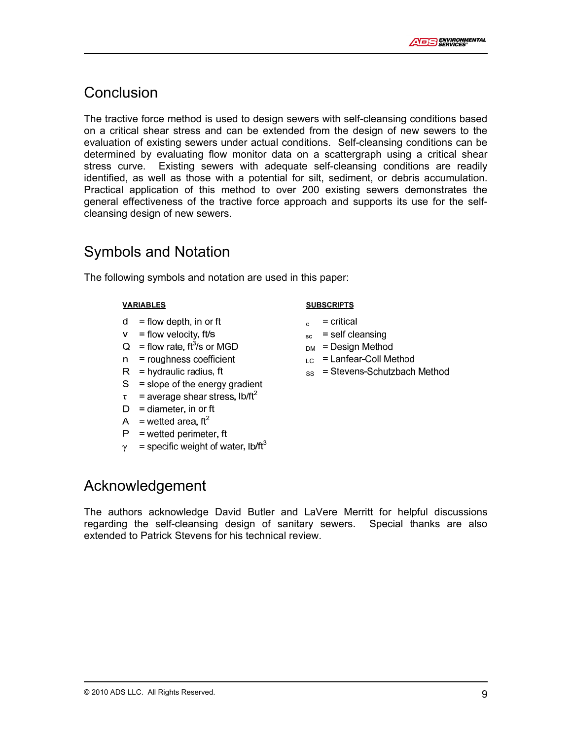## Conclusion

The tractive force method is used to design sewers with self-cleansing conditions based on a critical shear stress and can be extended from the design of new sewers to the evaluation of existing sewers under actual conditions. Self-cleansing conditions can be determined by evaluating flow monitor data on a scattergraph using a critical shear stress curve. Existing sewers with adequate self-cleansing conditions are readily identified, as well as those with a potential for silt, sediment, or debris accumulation. Practical application of this method to over 200 existing sewers demonstrates the general effectiveness of the tractive force approach and supports its use for the self-cleansing design of new sewers.

## Symbols and Notation

The following symbols and notation are used in this paper:

**VARIABLES**

- $d$ = flow depth, in or ft
- $v$ = flow velocity, ft/s
- $Q$ = flow rate, $ft^3/s$ or MGD
- $n$ = roughness coefficient
- $R$ = hydraulic radius, ft
- $S$ = slope of the energy gradient
- $\tau$ = average shear stress, $lb/ft^2$
- $D$ = diameter, in or ft
- $A$ = wetted area, $ft^2$
- $P$ = wetted perimeter, ft
- $\gamma$ = specific weight of water, $lb/ft^3$

**SUBSCRIPTS**

- $_c$ = critical
- $_{sc}$ = self cleansing
- $_{DM}$ = Design Method
- $_{LC}$ = Lanfear-Coll Method
- $_{SS}$ = Stevens-Schutzbach Method

## Acknowledgement

The authors acknowledge David Butler and LaVere Merritt for helpful discussions regarding the self-cleansing design of sanitary sewers. Special thanks are also extended to Patrick Stevens for his technical review.

© 2010 ADS LLC. All Rights Reserved.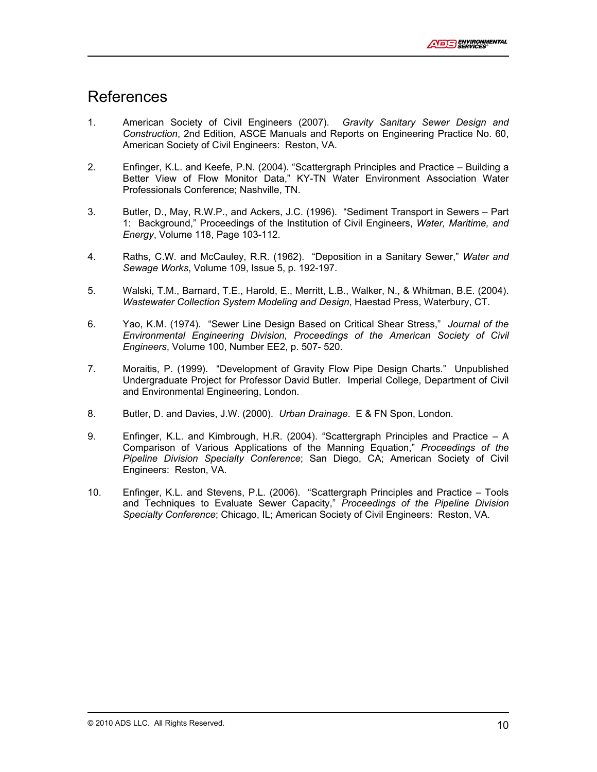# References

1. American Society of Civil Engineers (2007). *Gravity Sanitary Sewer Design and Construction*, 2nd Edition, ASCE Manuals and Reports on Engineering Practice No. 60, American Society of Civil Engineers: Reston, VA.

2. Enfinger, K.L. and Keefe, P.N. (2004). "Scattergraph Principles and Practice – Building a Better View of Flow Monitor Data," KY-TN Water Environment Association Water Professionals Conference; Nashville, TN.

3. Butler, D., May, R.W.P., and Ackers, J.C. (1996). "Sediment Transport in Sewers – Part 1: Background," Proceedings of the Institution of Civil Engineers, *Water, Maritime, and Energy*, Volume 118, Page 103-112.

4. Raths, C.W. and McCauley, R.R. (1962). "Deposition in a Sanitary Sewer," *Water and Sewage Works*, Volume 109, Issue 5, p. 192-197.

5. Walski, T.M., Barnard, T.E., Harold, E., Merritt, L.B., Walker, N., & Whitman, B.E. (2004). *Wastewater Collection System Modeling and Design*, Haestad Press, Waterbury, CT.

6. Yao, K.M. (1974). "Sewer Line Design Based on Critical Shear Stress," *Journal of the Environmental Engineering Division, Proceedings of the American Society of Civil Engineers*, Volume 100, Number EE2, p. 507- 520.

7. Moraitis, P. (1999). "Development of Gravity Flow Pipe Design Charts." Unpublished Undergraduate Project for Professor David Butler. Imperial College, Department of Civil and Environmental Engineering, London.

8. Butler, D. and Davies, J.W. (2000). *Urban Drainage*. E & FN Spon, London.

9. Enfinger, K.L. and Kimbrough, H.R. (2004). "Scattergraph Principles and Practice – A Comparison of Various Applications of the Manning Equation," *Proceedings of the Pipeline Division Specialty Conference*; San Diego, CA; American Society of Civil Engineers: Reston, VA.

10. Enfinger, K.L. and Stevens, P.L. (2006). "Scattergraph Principles and Practice – Tools and Techniques to Evaluate Sewer Capacity," *Proceedings of the Pipeline Division Specialty Conference*; Chicago, IL; American Society of Civil Engineers: Reston, VA.

© 2010 ADS LLC. All Rights Reserved.